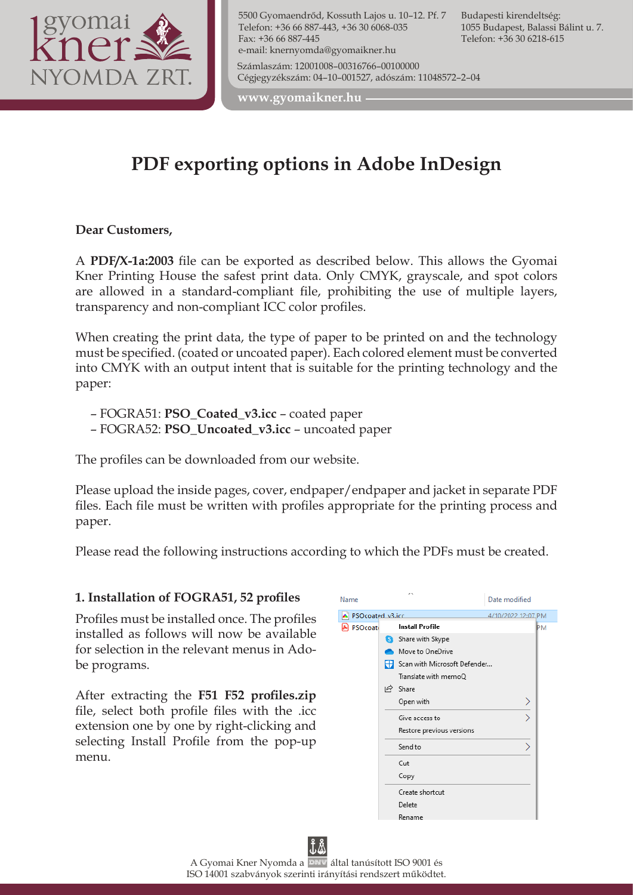5500 Gyomaendrőd, Kossuth Lajos u. 10–12. Pf. 7
Telefon: +36 66 887-443, +36 30 6068-035
Fax: +36 66 887-445
e-mail: knernyomda@gyomaikner.hu

Budapesti kirendeltség:
1055 Budapest, Balassi Bálint u. 7.
Telefon: +36 30 6218-615

Számlaszám: 12001008–00316766–00100000
Cégjegyzékszám: 04–10–001527, adószám: 11048572–2–04

www.gyomaikner.hu

# PDF exporting options in Adobe InDesign

**Dear Customers,**

A **PDF/X-1a:2003** file can be exported as described below. This allows the Gyomai Kner Printing House the safest print data. Only CMYK, grayscale, and spot colors are allowed in a standard-compliant file, prohibiting the use of multiple layers, transparency and non-compliant ICC color profiles.

When creating the print data, the type of paper to be printed on and the technology must be specified. (coated or uncoated paper). Each colored element must be converted into CMYK with an output intent that is suitable for the printing technology and the paper:

- FOGRA51: **PSO_Coated_v3.icc** – coated paper
- FOGRA52: **PSO_Uncoated_v3.icc** – uncoated paper

The profiles can be downloaded from our website.

Please upload the inside pages, cover, endpaper/endpaper and jacket in separate PDF files. Each file must be written with profiles appropriate for the printing process and paper.

Please read the following instructions according to which the PDFs must be created.

## 1. Installation of FOGRA51, 52 profiles

Profiles must be installed once. The profiles installed as follows will now be available for selection in the relevant menus in Adobe programs.

After extracting the **F51 F52 profiles.zip** file, select both profile files with the .icc extension one by one by right-clicking and selecting Install Profile from the pop-up menu.

A Gyomai Kner Nyomda a DNV által tanúsított ISO 9001 és ISO 14001 szabványok szerinti irányítási rendszert működtet.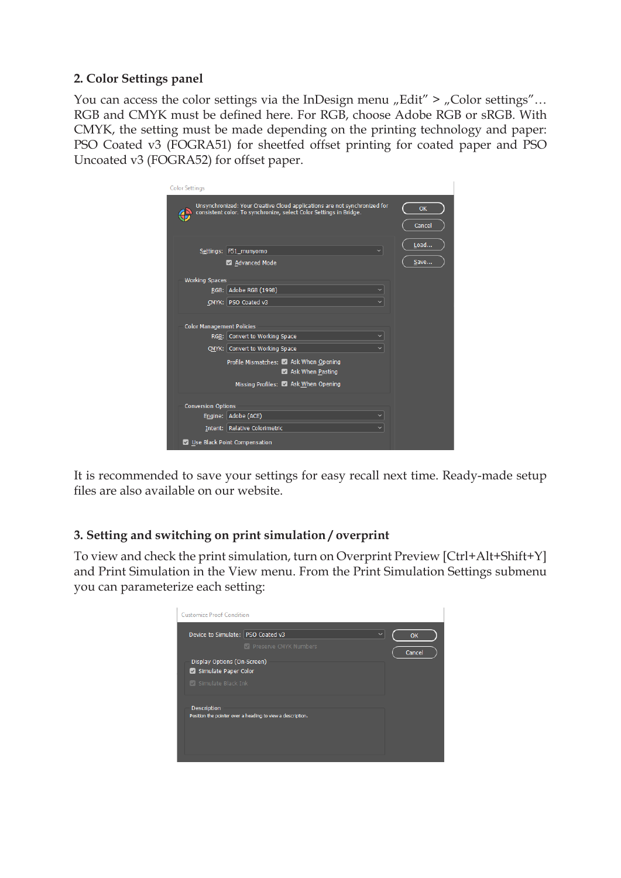## 2. Color Settings panel

You can access the color settings via the InDesign menu „Edit” > „Color settings”… RGB and CMYK must be defined here. For RGB, choose Adobe RGB or sRGB. With CMYK, the setting must be made depending on the printing technology and paper: PSO Coated v3 (FOGRA51) for sheetfed offset printing for coated paper and PSO Uncoated v3 (FOGRA52) for offset paper.

It is recommended to save your settings for easy recall next time. Ready-made setup files are also available on our website.

## 3. Setting and switching on print simulation / overprint

To view and check the print simulation, turn on Overprint Preview [Ctrl+Alt+Shift+Y] and Print Simulation in the View menu. From the Print Simulation Settings submenu you can parameterize each setting: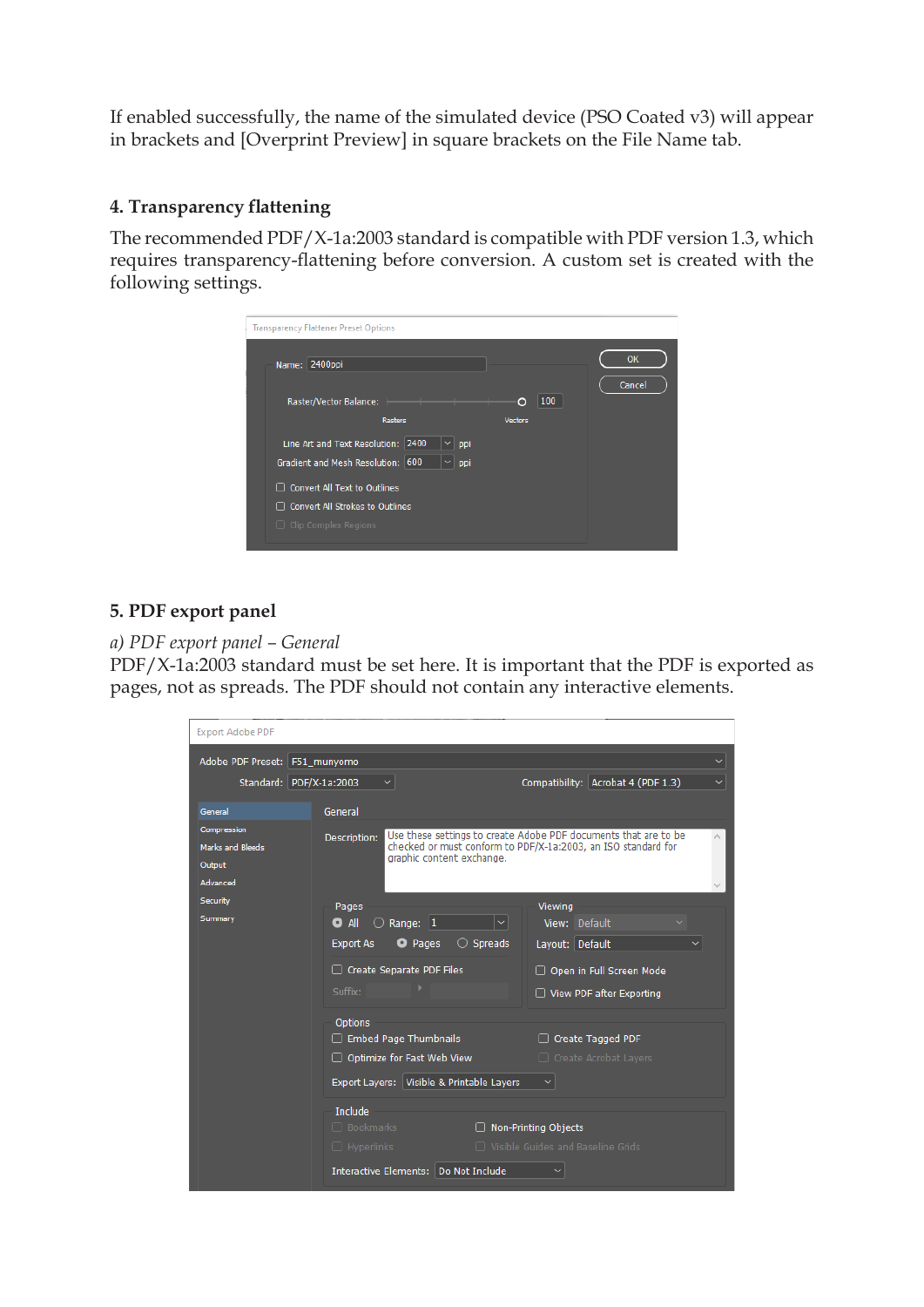If enabled successfully, the name of the simulated device (PSO Coated v3) will appear in brackets and [Overprint Preview] in square brackets on the File Name tab.

## 4. Transparency flattening

The recommended PDF/X-1a:2003 standard is compatible with PDF version 1.3, which requires transparency-flattening before conversion. A custom set is created with the following settings.

## 5. PDF export panel

*a) PDF export panel – General*

PDF/X-1a:2003 standard must be set here. It is important that the PDF is exported as pages, not as spreads. The PDF should not contain any interactive elements.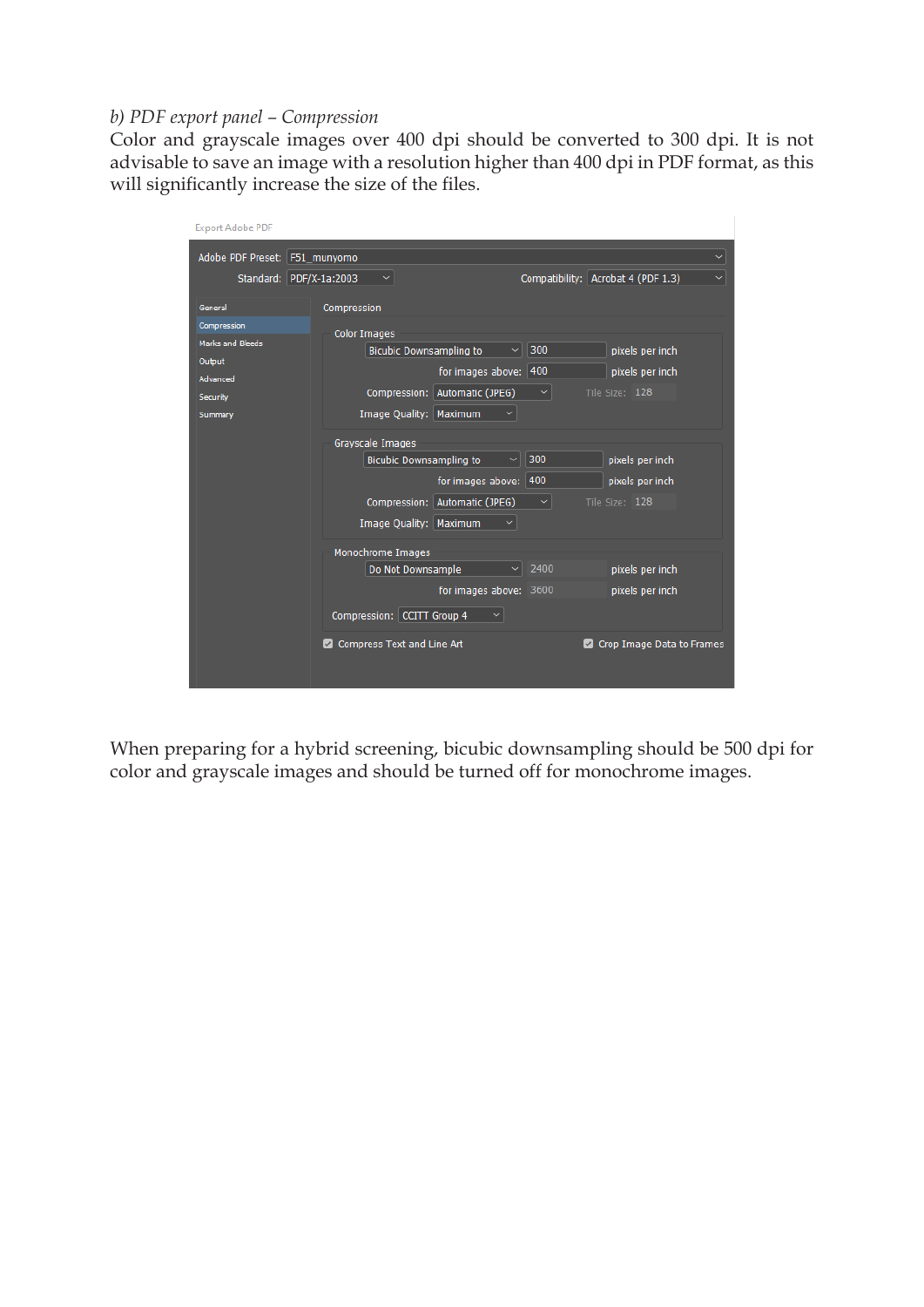*b) PDF export panel – Compression*

Color and grayscale images over 400 dpi should be converted to 300 dpi. It is not advisable to save an image with a resolution higher than 400 dpi in PDF format, as this will significantly increase the size of the files.

When preparing for a hybrid screening, bicubic downsampling should be 500 dpi for color and grayscale images and should be turned off for monochrome images.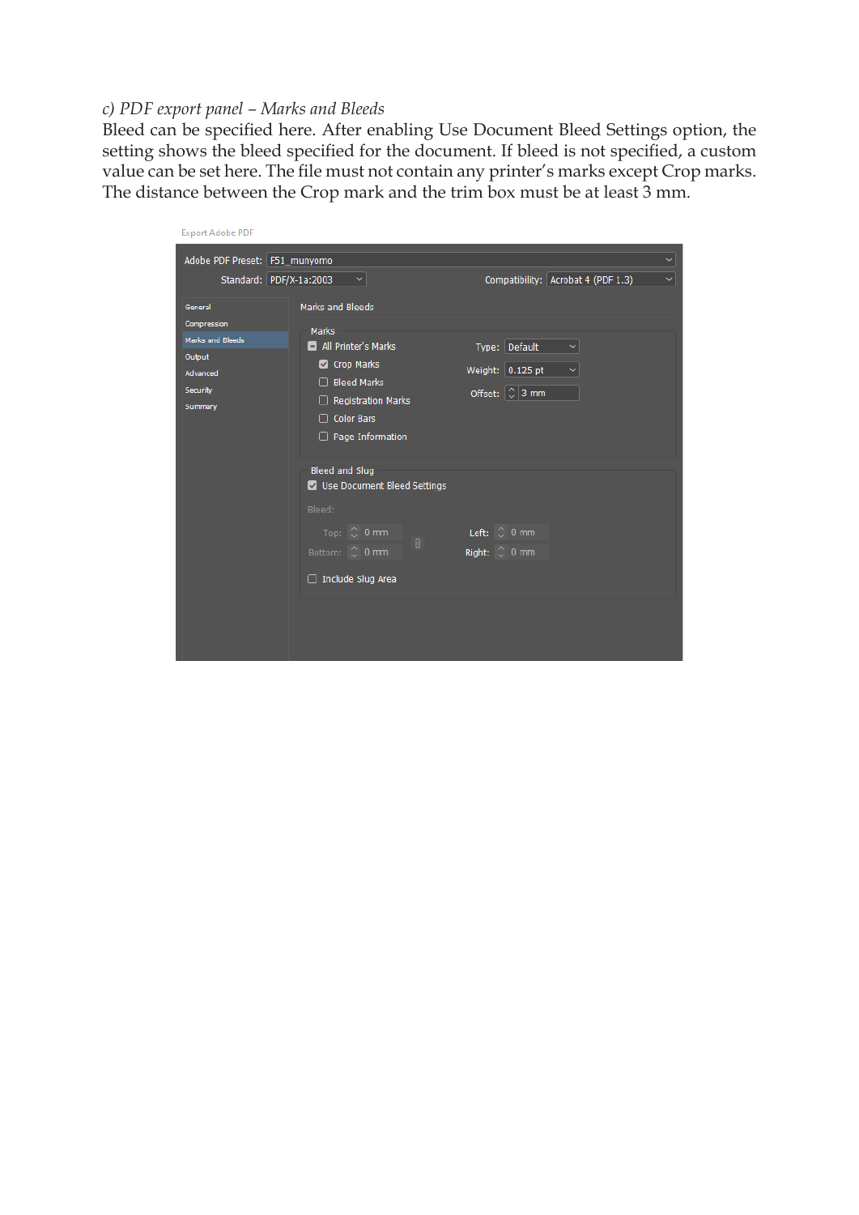*c) PDF export panel – Marks and Bleeds*

Bleed can be specified here. After enabling Use Document Bleed Settings option, the setting shows the bleed specified for the document. If bleed is not specified, a custom value can be set here. The file must not contain any printer's marks except Crop marks. The distance between the Crop mark and the trim box must be at least 3 mm.

Export Adobe PDF

Adobe PDF Preset: F51_munyomo

Standard: PDF/X-1a:2003

Compatibility: Acrobat 4 (PDF 1.3)

General
Compression
Marks and Bleeds
Output
Advanced
Security
Summary

Marks and Bleeds

Marks

- All Printer's Marks
- Crop Marks
- Bleed Marks
- Registration Marks
- Color Bars
- Page Information

Type: Default
Weight: 0.125 pt
Offset: 3 mm

Bleed and Slug

- Use Document Bleed Settings

Bleed:

Top: 0 mm
Bottom: 0 mm
Left: 0 mm
Right: 0 mm

- Include Slug Area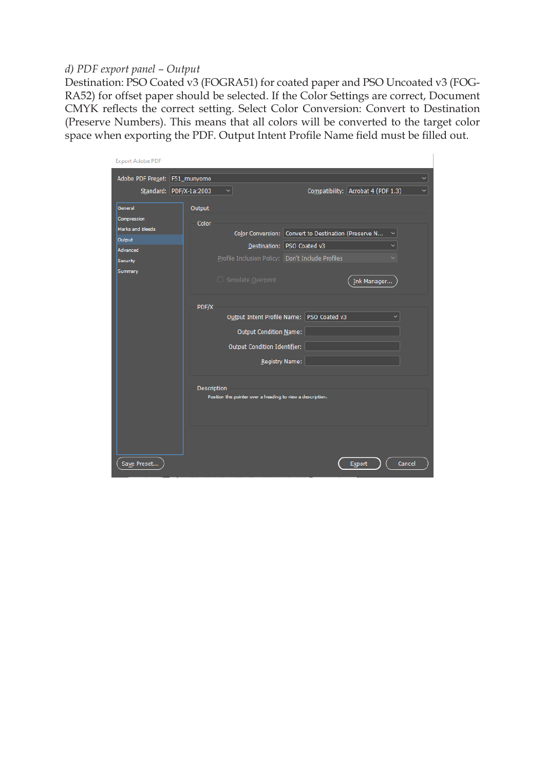*d) PDF export panel – Output*

Destination: PSO Coated v3 (FOGRA51) for coated paper and PSO Uncoated v3 (FOGRA52) for offset paper should be selected. If the Color Settings are correct, Document CMYK reflects the correct setting. Select Color Conversion: Convert to Destination (Preserve Numbers). This means that all colors will be converted to the target color space when exporting the PDF. Output Intent Profile Name field must be filled out.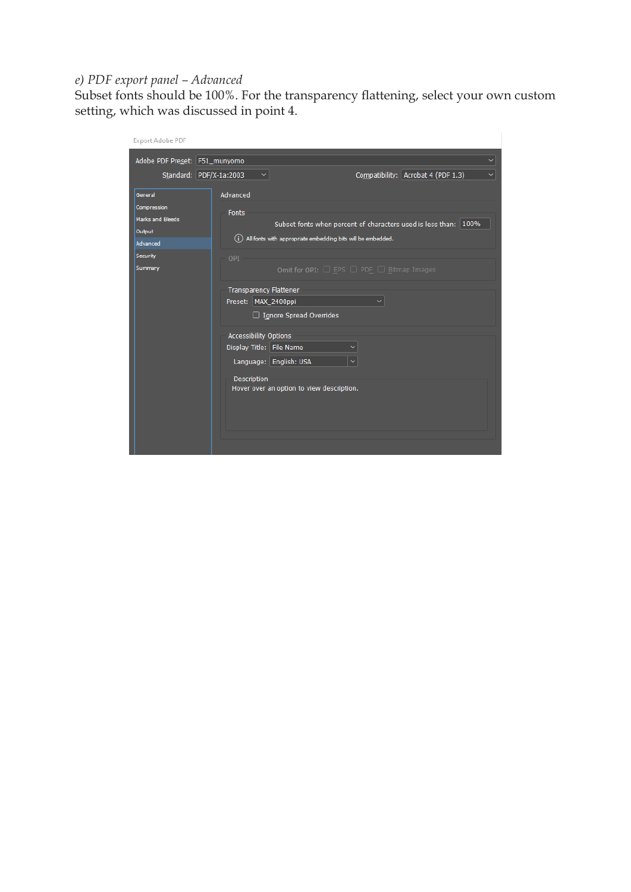*e) PDF export panel – Advanced*

Subset fonts should be 100%. For the transparency flattening, select your own custom setting, which was discussed in point 4.

Export Adobe PDF

Adobe PDF Preset: F51_munyomo

Standard: PDF/X-1a:2003

Compatibility: Acrobat 4 (PDF 1.3)

General
Compression
Marks and Bleeds
Output
Advanced
Security
Summary

Advanced

Fonts

Subset fonts when percent of characters used is less than: 100%

All fonts with appropriate embedding bits will be embedded.

OPI

Omit for OPI: EPS PDF Bitmap Images

Transparency Flattener

Preset: MAX_2400ppi

Ignore Spread Overrides

Accessibility Options

Display Title: File Name

Language: English: USA

Description

Hover over an option to view description.